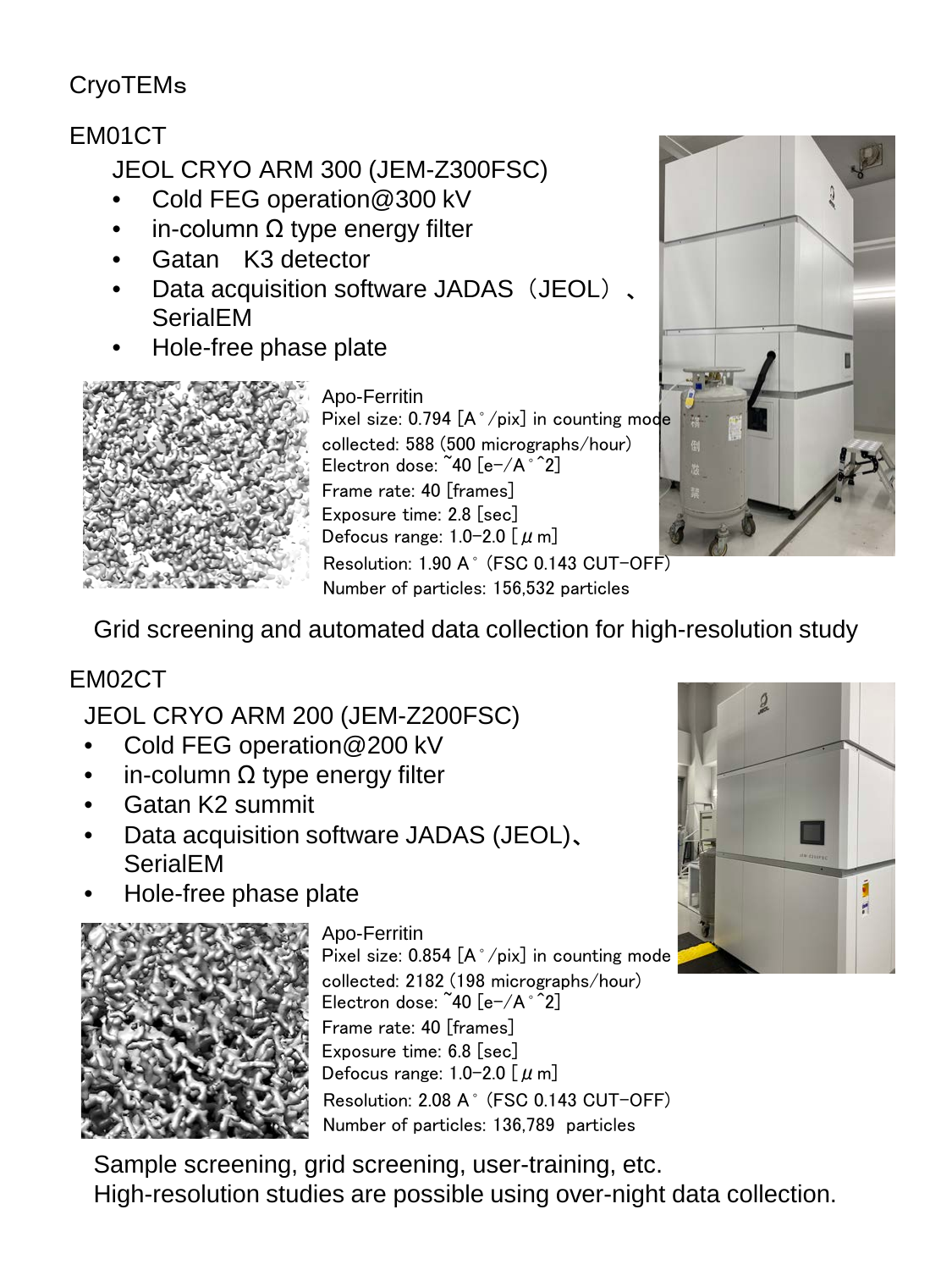# CryoTEMs

## EM01CT

JEOL CRYO ARM 300 (JEM-Z300FSC)

- Cold FEG operation@300 kV
- in-column Ω type energy filter
- Gatan K3 detector
- Data acquisition software JADAS（JEOL）、SerialEM
- Hole-free phase plate

Apo-Ferritin
Pixel size: 0.794 [A°/pix] in counting mode
collected: 588 (500 micrographs/hour)
Electron dose: ~40 [e-/A°^2]
Frame rate: 40 [frames]
Exposure time: 2.8 [sec]
Defocus range: 1.0-2.0 [$\mu$m]
Resolution: 1.90 A° (FSC 0.143 CUT-OFF)
Number of particles: 156,532 particles

Grid screening and automated data collection for high-resolution study

## EM02CT

JEOL CRYO ARM 200 (JEM-Z200FSC)

- Cold FEG operation@200 kV
- in-column Ω type energy filter
- Gatan K2 summit
- Data acquisition software JADAS (JEOL)、SerialEM
- Hole-free phase plate

Apo-Ferritin
Pixel size: 0.854 [A°/pix] in counting mode
collected: 2182 (198 micrographs/hour)
Electron dose: ~40 [e-/A°^2]
Frame rate: 40 [frames]
Exposure time: 6.8 [sec]
Defocus range: 1.0-2.0 [$\mu$m]
Resolution: 2.08 A° (FSC 0.143 CUT-OFF)
Number of particles: 136,789 particles

Sample screening, grid screening, user-training, etc.
High-resolution studies are possible using over-night data collection.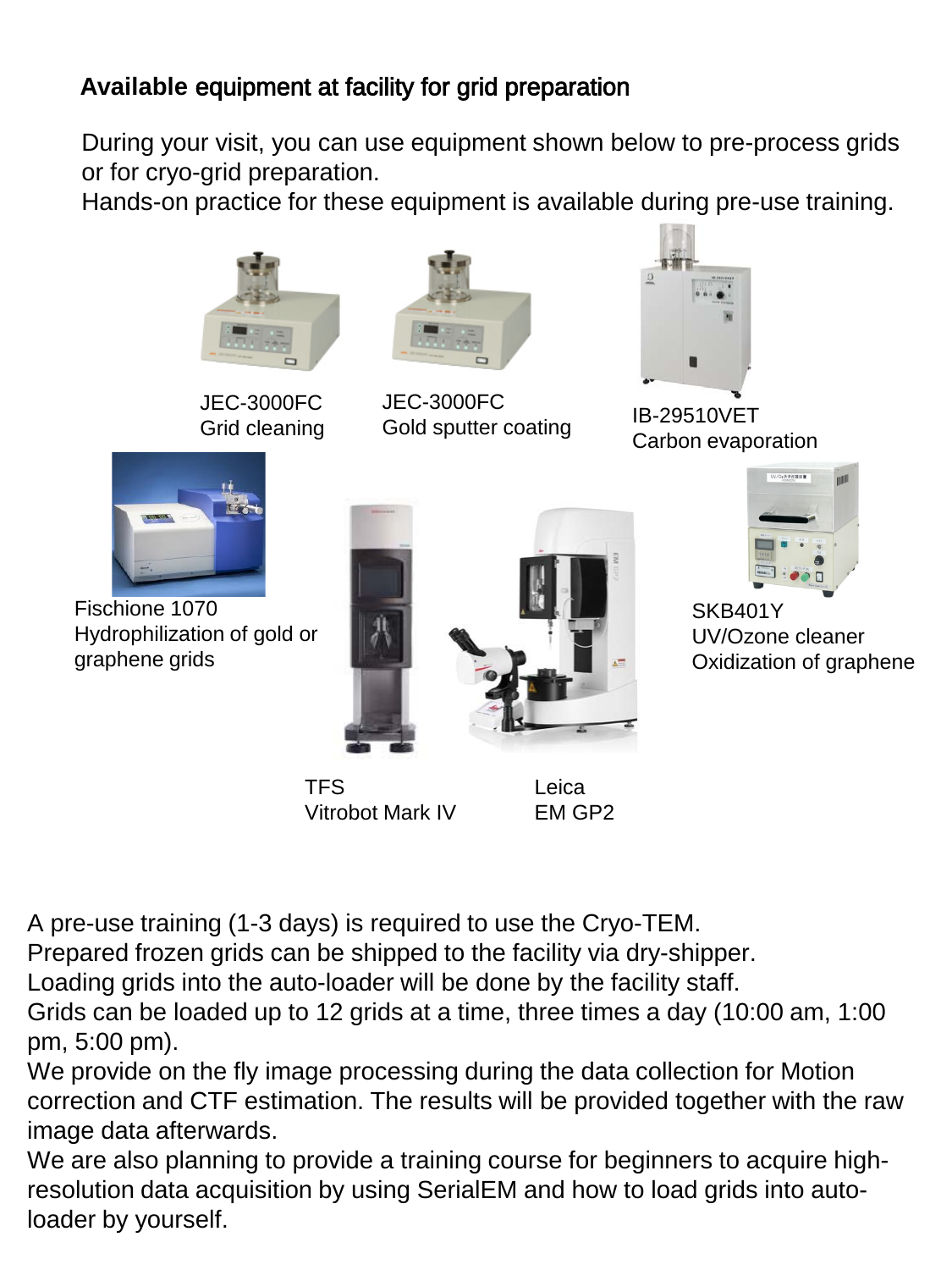## Available equipment at facility for grid preparation

During your visit, you can use equipment shown below to pre-process grids or for cryo-grid preparation.
Hands-on practice for these equipment is available during pre-use training.

JEC-3000FC
Grid cleaning

JEC-3000FC
Gold sputter coating

IB-29510VET
Carbon evaporation

Fischione 1070
Hydrophilization of gold or graphene grids

SKB401Y
UV/Ozone cleaner
Oxidization of graphene

TFS
Vitrobot Mark IV

Leica
EM GP2

A pre-use training (1-3 days) is required to use the Cryo-TEM.
Prepared frozen grids can be shipped to the facility via dry-shipper.
Loading grids into the auto-loader will be done by the facility staff.
Grids can be loaded up to 12 grids at a time, three times a day (10:00 am, 1:00 pm, 5:00 pm).
We provide on the fly image processing during the data collection for Motion correction and CTF estimation. The results will be provided together with the raw image data afterwards.
We are also planning to provide a training course for beginners to acquire high-resolution data acquisition by using SerialEM and how to load grids into auto-loader by yourself.